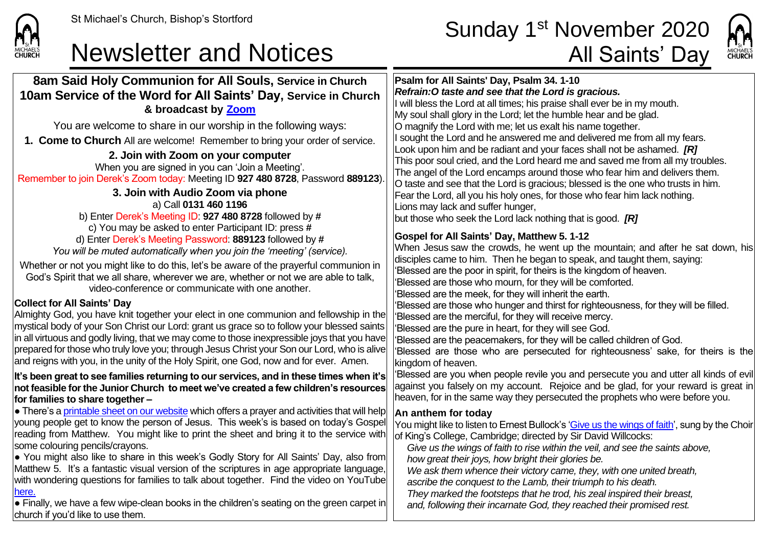St Michael's Church, Bishop's Stortford

# Newsletter and Notices

# Sunday 1st November 2020 All Saints' Day

## 8am Said Holy Communion for All Souls, Service in Church
## 10am Service of the Word for All Saints' Day, Service in Church & broadcast by Zoom

You are welcome to share in our worship in the following ways:

**1. Come to Church** All are welcome! Remember to bring your order of service.

**2. Join with Zoom on your computer**

When you are signed in you can 'Join a Meeting'.

Remember to join Derek's Zoom today: Meeting ID **927 480 8728**, Password **889123**).

**3. Join with Audio Zoom via phone**

a) Call **0131 460 1196**

b) Enter Derek's Meeting ID: **927 480 8728** followed by **#**

c) You may be asked to enter Participant ID: press **#**

d) Enter Derek's Meeting Password: **889123** followed by **#**

*You will be muted automatically when you join the 'meeting' (service).*

Whether or not you might like to do this, let's be aware of the prayerful communion in God's Spirit that we all share, wherever we are, whether or not we are able to talk, video-conference or communicate with one another.

**Collect for All Saints' Day**

Almighty God, you have knit together your elect in one communion and fellowship in the mystical body of your Son Christ our Lord: grant us grace so to follow your blessed saints in all virtuous and godly living, that we may come to those inexpressible joys that you have prepared for those who truly love you; through Jesus Christ your Son our Lord, who is alive and reigns with you, in the unity of the Holy Spirit, one God, now and for ever. Amen.

**It's been great to see families returning to our services, and in these times when it's not feasible for the Junior Church to meet we've created a few children's resources for families to share together –**

- There's a printable sheet on our website which offers a prayer and activities that will help young people get to know the person of Jesus. This week's is based on today's Gospel reading from Matthew. You might like to print the sheet and bring it to the service with some colouring pencils/crayons.
- You might also like to share in this week's Godly Story for All Saints' Day, also from Matthew 5. It's a fantastic visual version of the scriptures in age appropriate language, with wondering questions for families to talk about together. Find the video on YouTube here.
- Finally, we have a few wipe-clean books in the children's seating on the green carpet in church if you'd like to use them.

**Psalm for All Saints' Day, Psalm 34. 1-10**

***Refrain:O taste and see that the Lord is gracious.***

I will bless the Lord at all times; his praise shall ever be in my mouth.
My soul shall glory in the Lord; let the humble hear and be glad.
O magnify the Lord with me; let us exalt his name together.
I sought the Lord and he answered me and delivered me from all my fears.
Look upon him and be radiant and your faces shall not be ashamed. ***[R]***
This poor soul cried, and the Lord heard me and saved me from all my troubles.
The angel of the Lord encamps around those who fear him and delivers them.
O taste and see that the Lord is gracious; blessed is the one who trusts in him.
Fear the Lord, all you his holy ones, for those who fear him lack nothing.
Lions may lack and suffer hunger,
but those who seek the Lord lack nothing that is good. ***[R]***

**Gospel for All Saints' Day, Matthew 5. 1-12**

When Jesus saw the crowds, he went up the mountain; and after he sat down, his disciples came to him. Then he began to speak, and taught them, saying:
'Blessed are the poor in spirit, for theirs is the kingdom of heaven.
'Blessed are those who mourn, for they will be comforted.
'Blessed are the meek, for they will inherit the earth.
'Blessed are those who hunger and thirst for righteousness, for they will be filled.
'Blessed are the merciful, for they will receive mercy.
'Blessed are the pure in heart, for they will see God.
'Blessed are the peacemakers, for they will be called children of God.
'Blessed are those who are persecuted for righteousness' sake, for theirs is the kingdom of heaven.
'Blessed are you when people revile you and persecute you and utter all kinds of evil against you falsely on my account. Rejoice and be glad, for your reward is great in heaven, for in the same way they persecuted the prophets who were before you.

**An anthem for today**

You might like to listen to Ernest Bullock's 'Give us the wings of faith', sung by the Choir of King's College, Cambridge; directed by Sir David Willcocks:

*Give us the wings of faith to rise within the veil, and see the saints above,*
*how great their joys, how bright their glories be.*
*We ask them whence their victory came, they, with one united breath,*
*ascribe the conquest to the Lamb, their triumph to his death.*
*They marked the footsteps that he trod, his zeal inspired their breast,*
*and, following their incarnate God, they reached their promised rest.*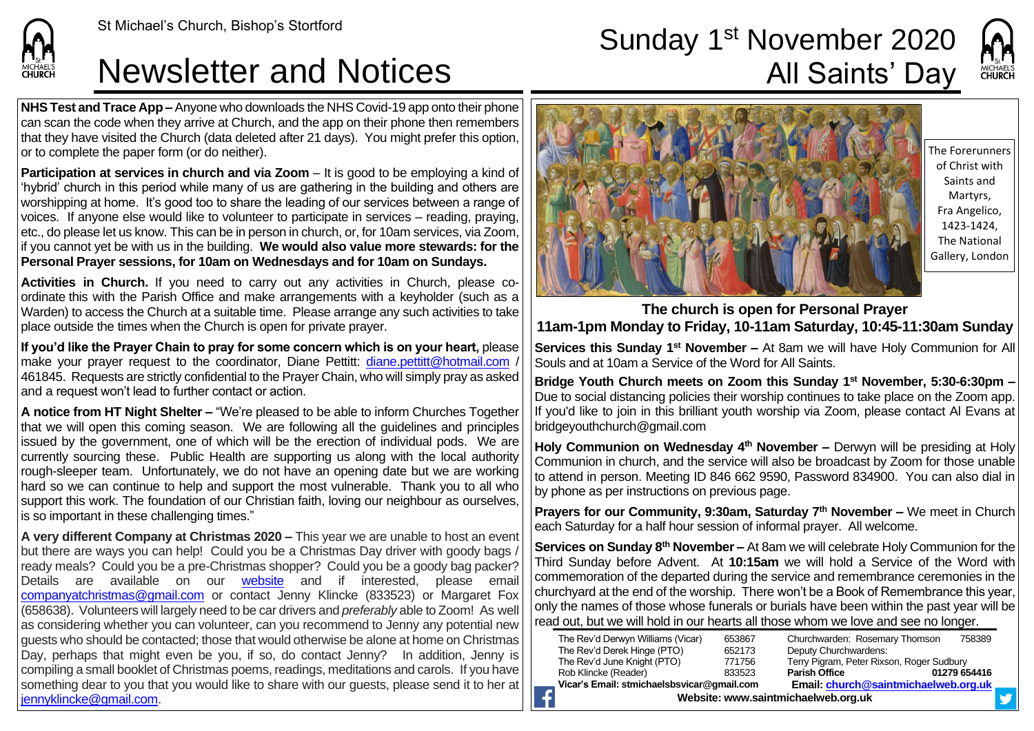St Michael's Church, Bishop's Stortford

# Newsletter and Notices

# Sunday 1st November 2020 All Saints' Day

**NHS Test and Trace App –** Anyone who downloads the NHS Covid-19 app onto their phone can scan the code when they arrive at Church, and the app on their phone then remembers that they have visited the Church (data deleted after 21 days). You might prefer this option, or to complete the paper form (or do neither).

**Participation at services in church and via Zoom** – It is good to be employing a kind of 'hybrid' church in this period while many of us are gathering in the building and others are worshipping at home. It's good too to share the leading of our services between a range of voices. If anyone else would like to volunteer to participate in services – reading, praying, etc., do please let us know. This can be in person in church, or, for 10am services, via Zoom, if you cannot yet be with us in the building. **We would also value more stewards: for the Personal Prayer sessions, for 10am on Wednesdays and for 10am on Sundays.**

**Activities in Church.** If you need to carry out any activities in Church, please co-ordinate this with the Parish Office and make arrangements with a keyholder (such as a Warden) to access the Church at a suitable time. Please arrange any such activities to take place outside the times when the Church is open for private prayer.

**If you'd like the Prayer Chain to pray for some concern which is on your heart,** please make your prayer request to the coordinator, Diane Pettitt: diane.pettitt@hotmail.com / 461845. Requests are strictly confidential to the Prayer Chain, who will simply pray as asked and a request won't lead to further contact or action.

**A notice from HT Night Shelter –** "We're pleased to be able to inform Churches Together that we will open this coming season. We are following all the guidelines and principles issued by the government, one of which will be the erection of individual pods. We are currently sourcing these. Public Health are supporting us along with the local authority rough-sleeper team. Unfortunately, we do not have an opening date but we are working hard so we can continue to help and support the most vulnerable. Thank you to all who support this work. The foundation of our Christian faith, loving our neighbour as ourselves, is so important in these challenging times."

**A very different Company at Christmas 2020 –** This year we are unable to host an event but there are ways you can help! Could you be a Christmas Day driver with goody bags / ready meals? Could you be a pre-Christmas shopper? Could you be a goody bag packer? Details are available on our website and if interested, please email companyatchristmas@gmail.com or contact Jenny Klincke (833523) or Margaret Fox (658638). Volunteers will largely need to be car drivers and *preferably* able to Zoom! As well as considering whether you can volunteer, can you recommend to Jenny any potential new guests who should be contacted; those that would otherwise be alone at home on Christmas Day, perhaps that might even be you, if so, do contact Jenny? In addition, Jenny is compiling a small booklet of Christmas poems, readings, meditations and carols. If you have something dear to you that you would like to share with our guests, please send it to her at jennyklincke@gmail.com.

The Forerunners of Christ with Saints and Martyrs, Fra Angelico, 1423-1424, The National Gallery, London

**The church is open for Personal Prayer**
**11am-1pm Monday to Friday, 10-11am Saturday, 10:45-11:30am Sunday**

**Services this Sunday 1st November –** At 8am we will have Holy Communion for All Souls and at 10am a Service of the Word for All Saints.

**Bridge Youth Church meets on Zoom this Sunday 1st November, 5:30-6:30pm –** Due to social distancing policies their worship continues to take place on the Zoom app. If you'd like to join in this brilliant youth worship via Zoom, please contact Al Evans at bridgeyouthchurch@gmail.com

**Holy Communion on Wednesday 4th November –** Derwyn will be presiding at Holy Communion in church, and the service will also be broadcast by Zoom for those unable to attend in person. Meeting ID 846 662 9590, Password 834900. You can also dial in by phone as per instructions on previous page.

**Prayers for our Community, 9:30am, Saturday 7th November –** We meet in Church each Saturday for a half hour session of informal prayer. All welcome.

**Services on Sunday 8th November –** At 8am we will celebrate Holy Communion for the Third Sunday before Advent. At **10:15am** we will hold a Service of the Word with commemoration of the departed during the service and remembrance ceremonies in the churchyard at the end of the worship. There won't be a Book of Remembrance this year, only the names of those whose funerals or burials have been within the past year will be read out, but we will hold in our hearts all those whom we love and see no longer.

| | | | |
|---|---|---|---|
| The Rev'd Derwyn Williams (Vicar) | 653867 | Churchwarden: Rosemary Thomson | 758389 |
| The Rev'd Derek Hinge (PTO) | 652173 | Deputy Churchwardens: | |
| The Rev'd June Knight (PTO) | 771756 | Terry Pigram, Peter Rixson, Roger Sudbury | |
| Rob Klincke (Reader) | 833523 | **Parish Office** | **01279 654416** |
| **Vicar's Email: stmichaelsbsvicar@gmail.com** | | **Email: church@saintmichaelweb.org.uk** | |

**Website: www.saintmichaelweb.org.uk**